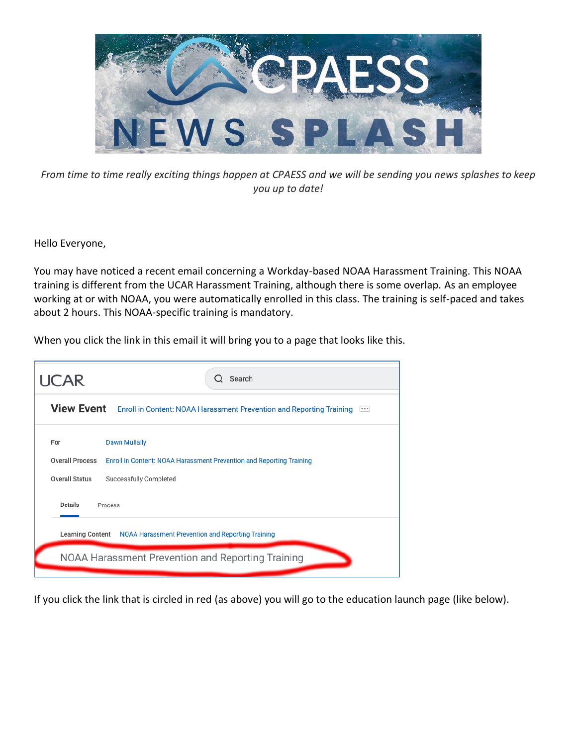CPAESS NEWS SPLASH

*From time to time really exciting things happen at CPAESS and we will be sending you news splashes to keep you up to date!*

Hello Everyone,

You may have noticed a recent email concerning a Workday-based NOAA Harassment Training. This NOAA training is different from the UCAR Harassment Training, although there is some overlap. As an employee working at or with NOAA, you were automatically enrolled in this class. The training is self-paced and takes about 2 hours. This NOAA-specific training is mandatory.

When you click the link in this email it will bring you to a page that looks like this.

UCAR | Search

**View Event** Enroll in Content: NOAA Harassment Prevention and Reporting Training

For: Dawn Mullally

Overall Process: Enroll in Content: NOAA Harassment Prevention and Reporting Training

Overall Status: Successfully Completed

Details | Process

Learning Content: NOAA Harassment Prevention and Reporting Training

NOAA Harassment Prevention and Reporting Training

If you click the link that is circled in red (as above) you will go to the education launch page (like below).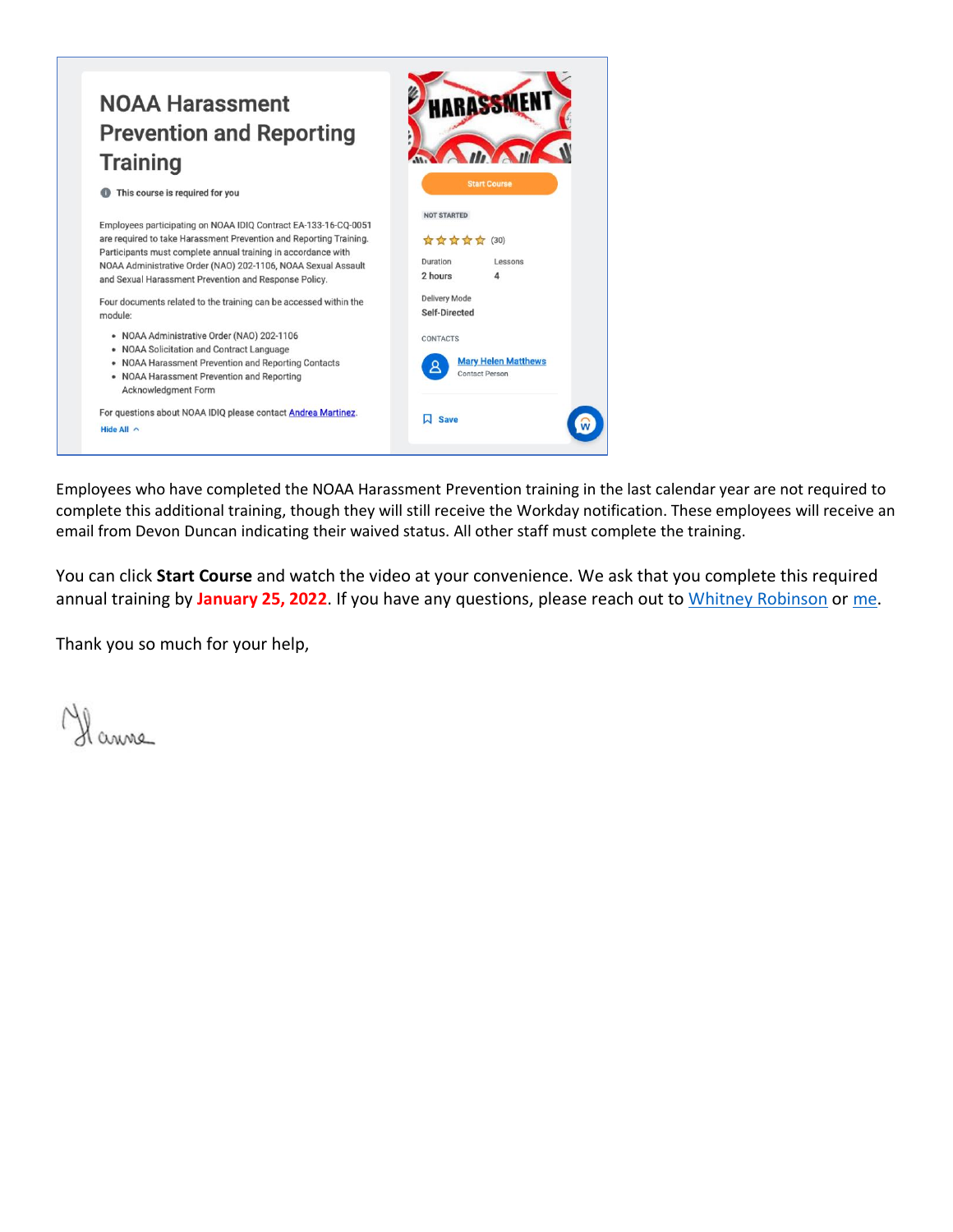# NOAA Harassment Prevention and Reporting Training

This course is required for you

Employees participating on NOAA IDIQ Contract EA-133-16-CQ-0051 are required to take Harassment Prevention and Reporting Training. Participants must complete annual training in accordance with NOAA Administrative Order (NAO) 202-1106, NOAA Sexual Assault and Sexual Harassment Prevention and Response Policy.

Four documents related to the training can be accessed within the module:

- NOAA Administrative Order (NAO) 202-1106
- NOAA Solicitation and Contract Language
- NOAA Harassment Prevention and Reporting Contacts
- NOAA Harassment Prevention and Reporting Acknowledgment Form

For questions about NOAA IDIQ please contact Andrea Martinez.

Hide All

HARASSMENT

Start Course

NOT STARTED

(30)

Duration: 2 hours

Lessons: 4

Delivery Mode: Self-Directed

CONTACTS

Mary Helen Matthews
Contact Person

Save

Employees who have completed the NOAA Harassment Prevention training in the last calendar year are not required to complete this additional training, though they will still receive the Workday notification. These employees will receive an email from Devon Duncan indicating their waived status. All other staff must complete the training.

You can click **Start Course** and watch the video at your convenience. We ask that you complete this required annual training by **January 25, 2022**. If you have any questions, please reach out to Whitney Robinson or me.

Thank you so much for your help,

Hanne